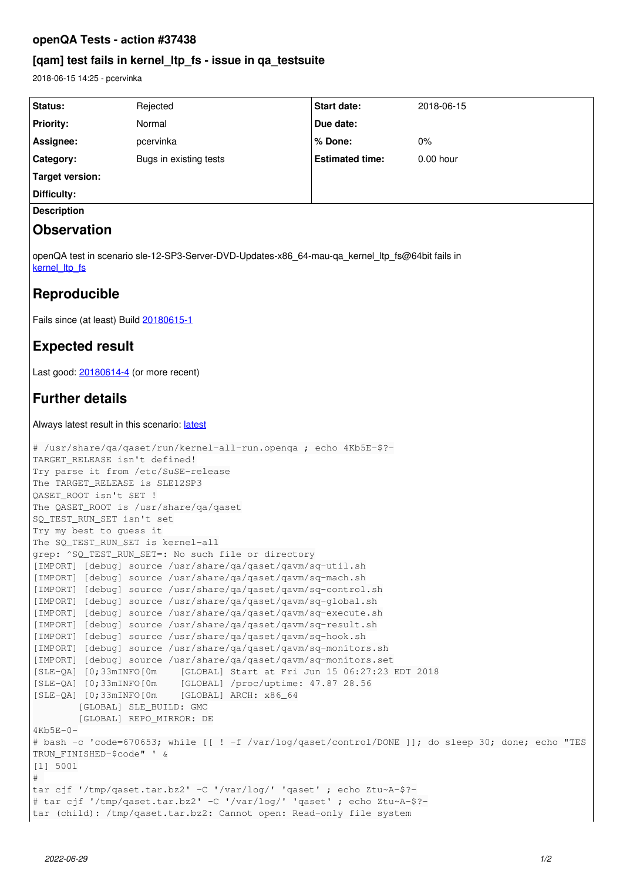# openQA Tests - action #37438

## [qam] test fails in kernel_ltp_fs - issue in qa_testsuite

2018-06-15 14:25 - pcervinka

| Status: | Rejected | Start date: | 2018-06-15 |
|---|---|---|---|
| Priority: | Normal | Due date: | |
| Assignee: | pcervinka | % Done: | 0% |
| Category: | Bugs in existing tests | Estimated time: | 0.00 hour |
| Target version: | | | |
| Difficulty: | | | |

**Description**

## Observation

openQA test in scenario sle-12-SP3-Server-DVD-Updates-x86_64-mau-qa_kernel_ltp_fs@64bit fails in kernel_ltp_fs

## Reproducible

Fails since (at least) Build 20180615-1

## Expected result

Last good: 20180614-4 (or more recent)

## Further details

Always latest result in this scenario: latest

```
# /usr/share/qa/qaset/run/kernel-all-run.openqa ; echo 4Kb5E-$?-
TARGET_RELEASE isn't defined!
Try parse it from /etc/SuSE-release
The TARGET_RELEASE is SLE12SP3
QASET_ROOT isn't SET !
The QASET_ROOT is /usr/share/qa/qaset
SQ_TEST_RUN_SET isn't set
Try my best to guess it
The SQ_TEST_RUN_SET is kernel-all
grep: ^SQ_TEST_RUN_SET=: No such file or directory
[IMPORT] [debug] source /usr/share/qa/qaset/qavm/sq-util.sh
[IMPORT] [debug] source /usr/share/qa/qaset/qavm/sq-mach.sh
[IMPORT] [debug] source /usr/share/qa/qaset/qavm/sq-control.sh
[IMPORT] [debug] source /usr/share/qa/qaset/qavm/sq-global.sh
[IMPORT] [debug] source /usr/share/qa/qaset/qavm/sq-execute.sh
[IMPORT] [debug] source /usr/share/qa/qaset/qavm/sq-result.sh
[IMPORT] [debug] source /usr/share/qa/qaset/qavm/sq-hook.sh
[IMPORT] [debug] source /usr/share/qa/qaset/qavm/sq-monitors.sh
[IMPORT] [debug] source /usr/share/qa/qaset/qavm/sq-monitors.set
[SLE-QA] [0;33mINFO[0m    [GLOBAL] Start at Fri Jun 15 06:27:23 EDT 2018
[SLE-QA] [0;33mINFO[0m    [GLOBAL] /proc/uptime: 47.87 28.56
[SLE-QA] [0;33mINFO[0m    [GLOBAL] ARCH: x86_64
        [GLOBAL] SLE_BUILD: GMC
        [GLOBAL] REPO_MIRROR: DE
4Kb5E-0-
# bash -c 'code=670653; while [[ ! -f /var/log/qaset/control/DONE ]]; do sleep 30; done; echo "TESTRUN_FINISHED-$code" ' &
[1] 5001
#
tar cjf '/tmp/qaset.tar.bz2' -C '/var/log/' 'qaset' ; echo Ztu~A-$?-
# tar cjf '/tmp/qaset.tar.bz2' -C '/var/log/' 'qaset' ; echo Ztu~A-$?-
tar (child): /tmp/qaset.tar.bz2: Cannot open: Read-only file system
```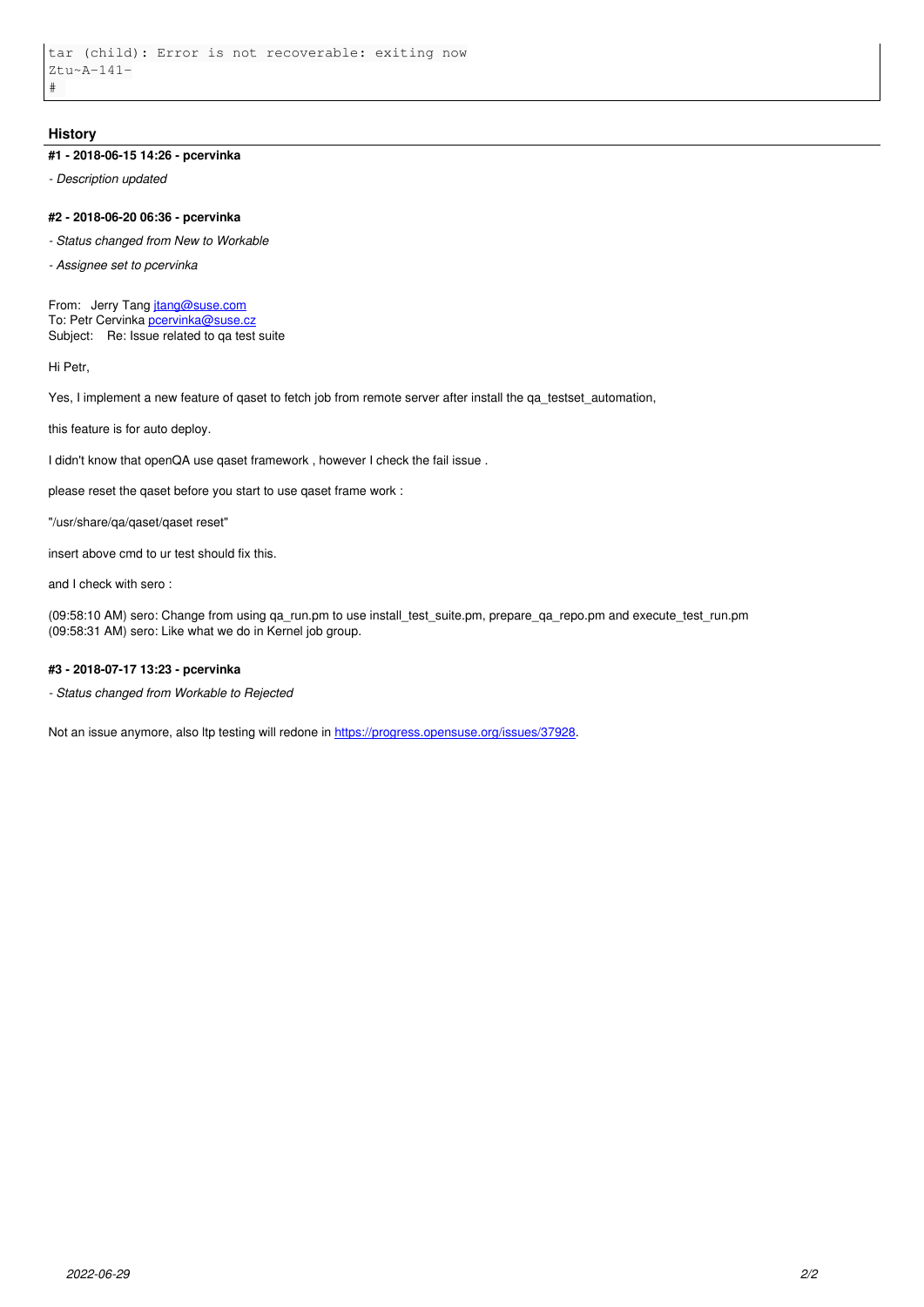```
tar (child): Error is not recoverable: exiting now
Ztu~A-141-
#
```

## History

#### #1 - 2018-06-15 14:26 - pcervinka

*- Description updated*

#### #2 - 2018-06-20 06:36 - pcervinka

*- Status changed from New to Workable*

*- Assignee set to pcervinka*

From: Jerry Tang jtang@suse.com
To: Petr Cervinka pcervinka@suse.cz
Subject: Re: Issue related to qa test suite

Hi Petr,

Yes, I implement a new feature of qaset to fetch job from remote server after install the qa_testset_automation,

this feature is for auto deploy.

I didn't know that openQA use qaset framework , however I check the fail issue .

please reset the qaset before you start to use qaset frame work :

"/usr/share/qa/qaset/qaset reset"

insert above cmd to ur test should fix this.

and I check with sero :

(09:58:10 AM) sero: Change from using qa_run.pm to use install_test_suite.pm, prepare_qa_repo.pm and execute_test_run.pm
(09:58:31 AM) sero: Like what we do in Kernel job group.

#### #3 - 2018-07-17 13:23 - pcervinka

*- Status changed from Workable to Rejected*

Not an issue anymore, also ltp testing will redone in https://progress.opensuse.org/issues/37928.